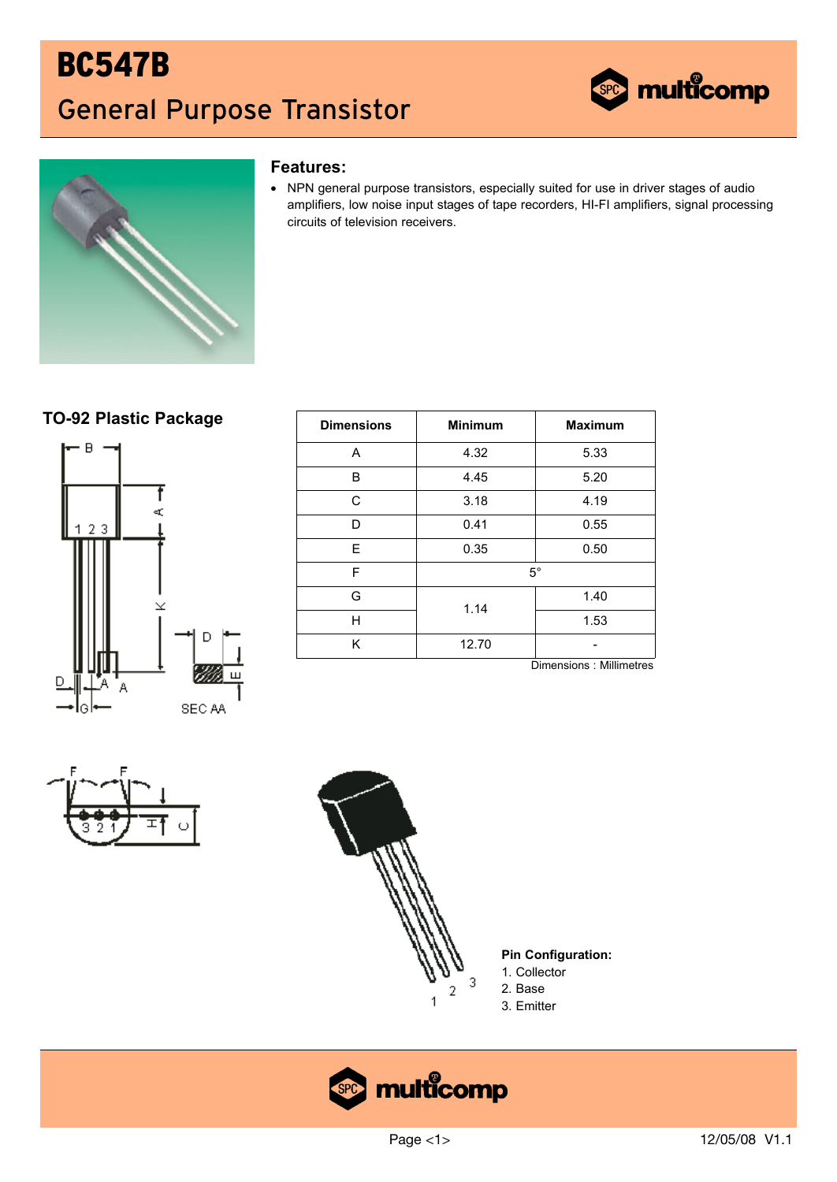# BC547B

## General Purpose Transistor

### Features:

- NPN general purpose transistors, especially suited for use in driver stages of audio amplifiers, low noise input stages of tape recorders, HI-FI amplifiers, signal processing circuits of television receivers.

### TO-92 Plastic Package

| Dimensions | Minimum | Maximum |
|---|---|---|
| A | 4.32 | 5.33 |
| B | 4.45 | 5.20 |
| C | 3.18 | 4.19 |
| D | 0.41 | 0.55 |
| E | 0.35 | 0.50 |
| F | 5° | |
| G | 1.14 | 1.40 |
| H | 1.14 | 1.53 |
| K | 12.70 | - |

Dimensions : Millimetres

**Pin Configuration:**
1. Collector
2. Base
3. Emitter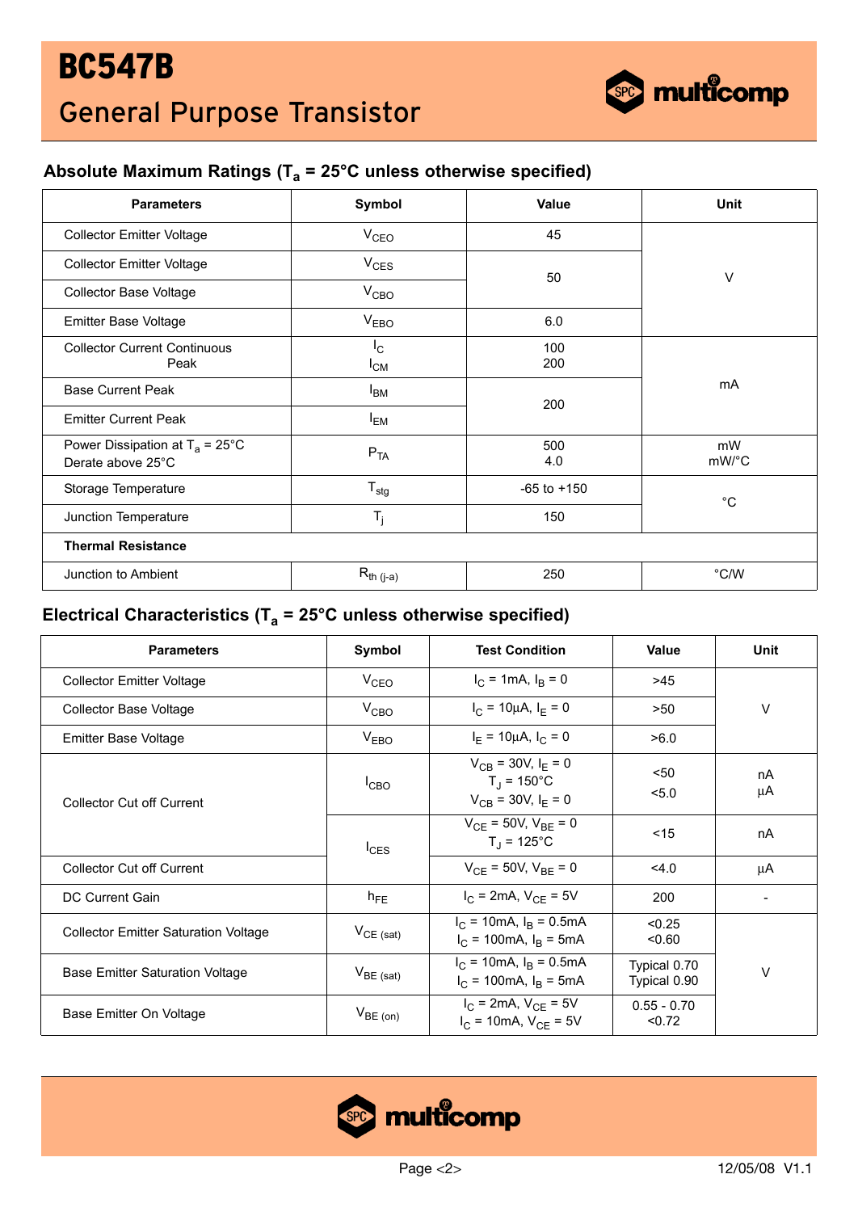# BC547B

## General Purpose Transistor

### Absolute Maximum Ratings ($T_a$ = 25°C unless otherwise specified)

| Parameters | Symbol | Value | Unit |
|---|---|---|---|
| Collector Emitter Voltage | $V_{CEO}$ | 45 | V |
| Collector Emitter Voltage | $V_{CES}$ | 50 | V |
| Collector Base Voltage | $V_{CBO}$ | 50 | V |
| Emitter Base Voltage | $V_{EBO}$ | 6.0 | V |
| Collector Current Continuous<br>Peak | $I_C$<br>$I_{CM}$ | 100<br>200 | mA |
| Base Current Peak | $I_{BM}$ | 200 | mA |
| Emitter Current Peak | $I_{EM}$ | 200 | mA |
| Power Dissipation at $T_a$ = 25°C<br>Derate above 25°C | $P_{TA}$ | 500<br>4.0 | mW<br>mW/°C |
| Storage Temperature | $T_{stg}$ | -65 to +150 | °C |
| Junction Temperature | $T_j$ | 150 | °C |
| **Thermal Resistance** | | | |
| Junction to Ambient | $R_{th\ (j\text{-}a)}$ | 250 | °C/W |

### Electrical Characteristics ($T_a$ = 25°C unless otherwise specified)

| Parameters | Symbol | Test Condition | Value | Unit |
|---|---|---|---|---|
| Collector Emitter Voltage | $V_{CEO}$ | $I_C$ = 1mA, $I_B$ = 0 | >45 | V |
| Collector Base Voltage | $V_{CBO}$ | $I_C$ = 10μA, $I_E$ = 0 | >50 | V |
| Emitter Base Voltage | $V_{EBO}$ | $I_E$ = 10μA, $I_C$ = 0 | >6.0 | V |
| Collector Cut off Current | $I_{CBO}$ | $V_{CB}$ = 30V, $I_E$ = 0<br>$T_J$ = 150°C<br>$V_{CB}$ = 30V, $I_E$ = 0 | <50<br><5.0 | nA<br>μA |
| Collector Cut off Current | $I_{CES}$ | $V_{CE}$ = 50V, $V_{BE}$ = 0<br>$T_J$ = 125°C | <15 | nA |
| Collector Cut off Current | $I_{CES}$ | $V_{CE}$ = 50V, $V_{BE}$ = 0 | <4.0 | μA |
| DC Current Gain | $h_{FE}$ | $I_C$ = 2mA, $V_{CE}$ = 5V | 200 | - |
| Collector Emitter Saturation Voltage | $V_{CE\ (sat)}$ | $I_C$ = 10mA, $I_B$ = 0.5mA<br>$I_C$ = 100mA, $I_B$ = 5mA | <0.25<br><0.60 | V |
| Base Emitter Saturation Voltage | $V_{BE\ (sat)}$ | $I_C$ = 10mA, $I_B$ = 0.5mA<br>$I_C$ = 100mA, $I_B$ = 5mA | Typical 0.70<br>Typical 0.90 | V |
| Base Emitter On Voltage | $V_{BE\ (on)}$ | $I_C$ = 2mA, $V_{CE}$ = 5V<br>$I_C$ = 10mA, $V_{CE}$ = 5V | 0.55 - 0.70<br><0.72 | V |

12/05/08 V1.1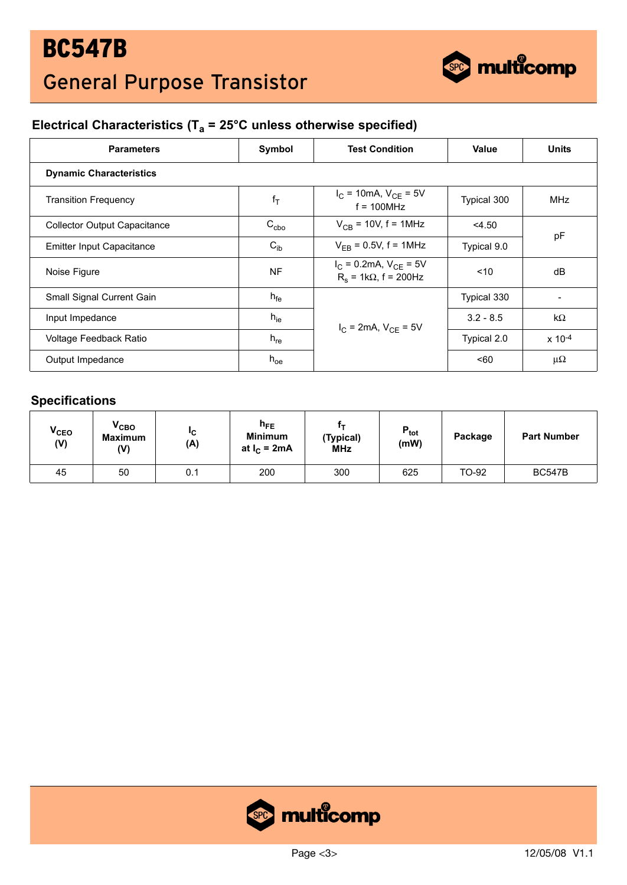# BC547B

## General Purpose Transistor

### Electrical Characteristics ($T_a$ = 25°C unless otherwise specified)

| Parameters | Symbol | Test Condition | Value | Units |
|---|---|---|---|---|
| **Dynamic Characteristics** | | | | |
| Transition Frequency | $f_T$ | $I_C$ = 10mA, $V_{CE}$ = 5V f = 100MHz | Typical 300 | MHz |
| Collector Output Capacitance | $C_{cbo}$ | $V_{CB}$ = 10V, f = 1MHz | <4.50 | pF |
| Emitter Input Capacitance | $C_{ib}$ | $V_{EB}$ = 0.5V, f = 1MHz | Typical 9.0 | pF |
| Noise Figure | NF | $I_C$ = 0.2mA, $V_{CE}$ = 5V $R_s$ = 1kΩ, f = 200Hz | <10 | dB |
| Small Signal Current Gain | $h_{fe}$ | $I_C$ = 2mA, $V_{CE}$ = 5V | Typical 330 | - |
| Input Impedance | $h_{ie}$ | $I_C$ = 2mA, $V_{CE}$ = 5V | 3.2 - 8.5 | kΩ |
| Voltage Feedback Ratio | $h_{re}$ | $I_C$ = 2mA, $V_{CE}$ = 5V | Typical 2.0 | x $10^{-4}$ |
| Output Impedance | $h_{oe}$ | $I_C$ = 2mA, $V_{CE}$ = 5V | <60 | μΩ |

### Specifications

| $V_{CEO}$ (V) | $V_{CBO}$ Maximum (V) | $I_C$ (A) | $h_{FE}$ Minimum at $I_C$ = 2mA | $f_T$ (Typical) MHz | $P_{tot}$ (mW) | Package | Part Number |
|---|---|---|---|---|---|---|---|
| 45 | 50 | 0.1 | 200 | 300 | 625 | TO-92 | BC547B |

12/05/08 V1.1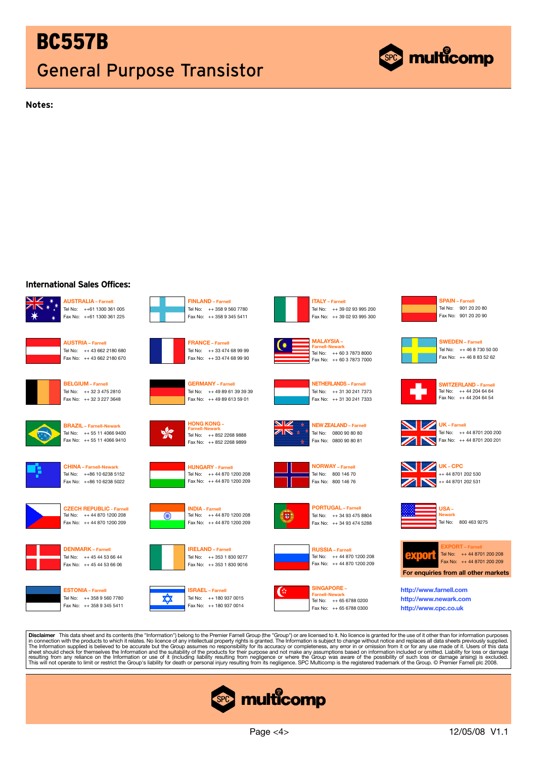# BC557B

## General Purpose Transistor

**Notes:**

## International Sales Offices:

**AUSTRALIA** – Farnell
Tel No: ++61 1300 361 005
Fax No: ++61 1300 361 225

**AUSTRIA** – Farnell
Tel No: ++ 43 662 2180 680
Fax No: ++ 43 662 2180 670

**BELGIUM** – Farnell
Tel No: ++ 32 3 475 2810
Fax No: ++ 32 3 227 3648

**BRAZIL** – Farnell-Newark
Tel No: ++ 55 11 4066 9400
Fax No: ++ 55 11 4066 9410

**CHINA** – Farnell-Newark
Tel No: ++86 10 6238 5152
Fax No: ++86 10 6238 5022

**CZECH REPUBLIC** – Farnell
Tel No: ++ 44 870 1200 208
Fax No: ++ 44 870 1200 209

**DENMARK** – Farnell
Tel No: ++ 45 44 53 66 44
Fax No: ++ 45 44 53 66 06

**ESTONIA** – Farnell
Tel No: ++ 358 9 560 7780
Fax No: ++ 358 9 345 5411

**FINLAND** – Farnell
Tel No: ++ 358 9 560 7780
Fax No: ++ 358 9 345 5411

**FRANCE** – Farnell
Tel No: ++ 33 474 68 99 99
Fax No: ++ 33 474 68 99 90

**GERMANY** – Farnell
Tel No: ++ 49 89 61 39 39 39
Fax No: ++ 49 89 613 59 01

**HONG KONG** – Farnell-Newark
Tel No: ++ 852 2268 9888
Fax No: ++ 852 2268 9899

**HUNGARY** – Farnell
Tel No: ++ 44 870 1200 208
Fax No: ++ 44 870 1200 209

**INDIA** – Farnell
Tel No: ++ 44 870 1200 208
Fax No: ++ 44 870 1200 209

**IRELAND** – Farnell
Tel No: ++ 353 1 830 9277
Fax No: ++ 353 1 830 9016

**ISRAEL** – Farnell
Tel No: ++ 180 937 0015
Fax No: ++ 180 937 0014

**ITALY** – Farnell
Tel No: ++ 39 02 93 995 200
Fax No: ++ 39 02 93 995 300

**MALAYSIA** – Farnell-Newark
Tel No: ++ 60 3 7873 8000
Fax No: ++ 60 3 7873 7000

**NETHERLANDS** – Farnell
Tel No: ++ 31 30 241 7373
Fax No: ++ 31 30 241 7333

**NEW ZEALAND** – Farnell
Tel No: 0800 90 80 80
Fax No: 0800 90 80 81

**NORWAY** – Farnell
Tel No: 800 146 70
Fax No: 800 146 76

**PORTUGAL** – Farnell
Tel No: ++ 34 93 475 8804
Fax No: ++ 34 93 474 5288

**RUSSIA** – Farnell
Tel No: ++ 44 870 1200 208
Fax No: ++ 44 870 1200 209

**SINGAPORE** – Farnell-Newark
Tel No: ++ 65 6788 0200
Fax No: ++ 65 6788 0300

**SPAIN** – Farnell
Tel No: 901 20 20 80
Fax No: 901 20 20 90

**SWEDEN** – Farnell
Tel No: ++ 46 8 730 50 00
Fax No: ++ 46 8 83 52 62

**SWITZERLAND** – Farnell
Tel No: ++ 44 204 64 64
Fax No: ++ 44 204 64 54

**UK** – Farnell
Tel No: ++ 44 8701 200 200
Fax No: ++ 44 8701 200 201

**UK – CPC**
++ 44 8701 202 530
++ 44 8701 202 531

**USA** – Newark
Tel No: 800 463 9275

**EXPORT** – Farnell
Tel No: ++ 44 8701 200 208
Fax No: ++ 44 8701 200 209
**For enquiries from all other markets**

http://www.farnell.com
http://www.newark.com
http://www.cpc.co.uk

**Disclaimer** This data sheet and its contents (the "Information") belong to the Premier Farnell Group (the "Group") or are licensed to it. No licence is granted for the use of it other than for information purposes in connection with the products to which it relates. No licence of any intellectual property rights is granted. The Information is subject to change without notice and replaces all data sheets previously supplied. The Information supplied is believed to be accurate but the Group assumes no responsibility for its accuracy or completeness, any error in or omission from it or for any use made of it. Users of this data sheet should check for themselves the Information and the suitability of the products for their purpose and not make any assumptions based on information included or omitted. Liability for loss or damage resulting from any reliance on the Information or use of it (including liability resulting from negligence or where the Group was aware of the possibility of such loss or damage arising) is excluded. This will not operate to limit or restrict the Group's liability for death or personal injury resulting from its negligence. SPC Multicomp is the registered trademark of the Group. © Premier Farnell plc 2008.

12/05/08 V1.1